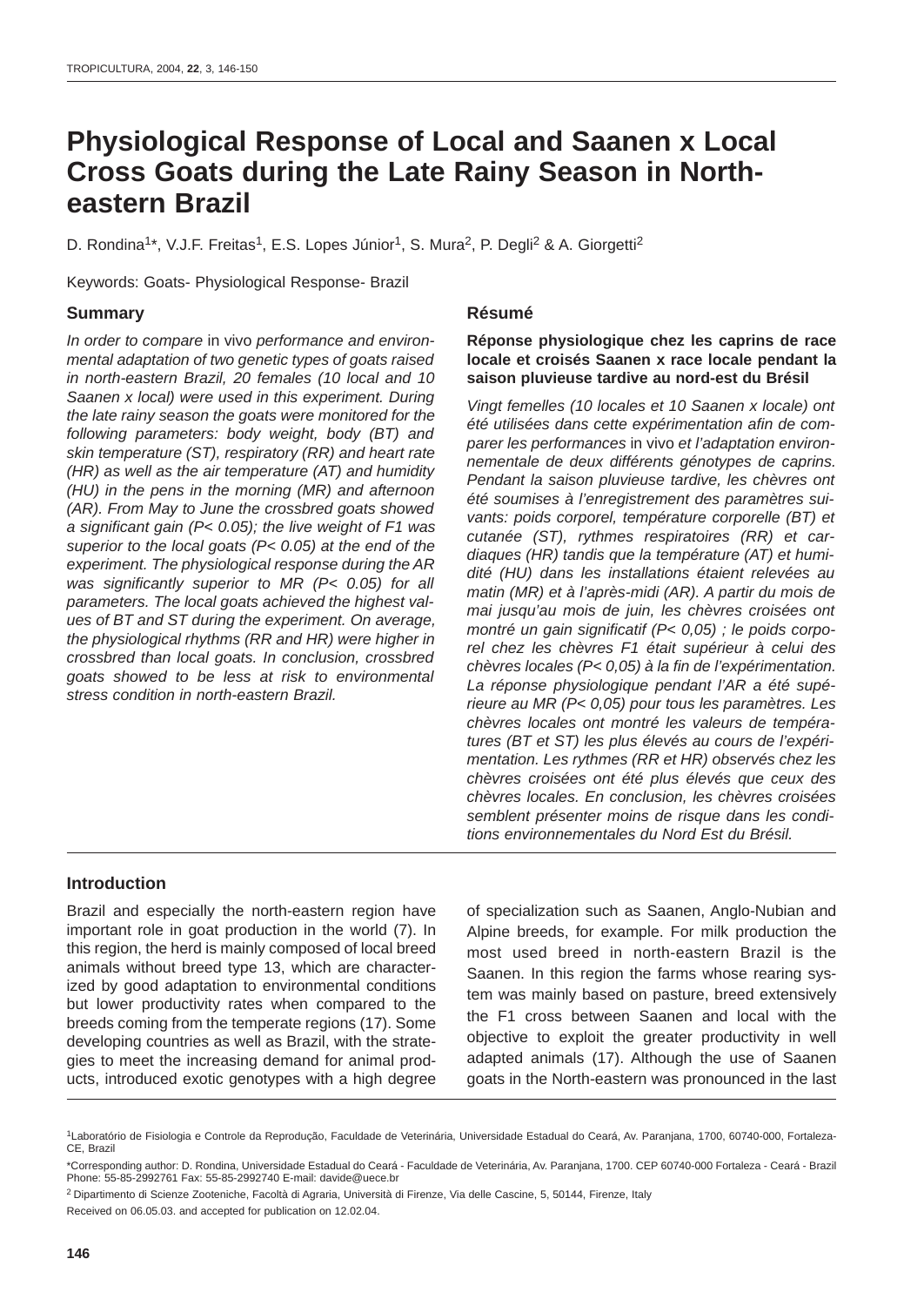# Physiological Response of Local and Saanen x Local Cross Goats during the Late Rainy Season in North-eastern Brazil

D. Rondina[1]*, V.J.F. Freitas[1], E.S. Lopes Júnior[1], S. Mura[2], P. Degli[2] & A. Giorgetti[2]

Keywords: Goats- Physiological Response- Brazil

## Summary

*In order to compare* in vivo *performance and environmental adaptation of two genetic types of goats raised in north-eastern Brazil, 20 females (10 local and 10 Saanen x local) were used in this experiment. During the late rainy season the goats were monitored for the following parameters: body weight, body (BT) and skin temperature (ST), respiratory (RR) and heart rate (HR) as well as the air temperature (AT) and humidity (HU) in the pens in the morning (MR) and afternoon (AR). From May to June the crossbred goats showed a significant gain (P< 0.05); the live weight of F1 was superior to the local goats (P< 0.05) at the end of the experiment. The physiological response during the AR was significantly superior to MR (P< 0.05) for all parameters. The local goats achieved the highest values of BT and ST during the experiment. On average, the physiological rhythms (RR and HR) were higher in crossbred than local goats. In conclusion, crossbred goats showed to be less at risk to environmental stress condition in north-eastern Brazil.*

## Résumé

**Réponse physiologique chez les caprins de race locale et croisés Saanen x race locale pendant la saison pluvieuse tardive au nord-est du Brésil**

*Vingt femelles (10 locales et 10 Saanen x locale) ont été utilisées dans cette expérimentation afin de comparer les performances* in vivo *et l'adaptation environnementale de deux différents génotypes de caprins. Pendant la saison pluvieuse tardive, les chèvres ont été soumises à l'enregistrement des paramètres suivants: poids corporel, température corporelle (BT) et cutanée (ST), rythmes respiratoires (RR) et cardiaques (HR) tandis que la température (AT) et humidité (HU) dans les installations étaient relevées au matin (MR) et à l'après-midi (AR). A partir du mois de mai jusqu'au mois de juin, les chèvres croisées ont montré un gain significatif (P< 0,05) ; le poids corporel chez les chèvres F1 était supérieur à celui des chèvres locales (P< 0,05) à la fin de l'expérimentation. La réponse physiologique pendant l'AR a été supérieure au MR (P< 0,05) pour tous les paramètres. Les chèvres locales ont montré les valeurs de températures (BT et ST) les plus élevés au cours de l'expérimentation. Les rythmes (RR et HR) observés chez les chèvres croisées ont été plus élevés que ceux des chèvres locales. En conclusion, les chèvres croisées semblent présenter moins de risque dans les conditions environnementales du Nord Est du Brésil.*

## Introduction

Brazil and especially the north-eastern region have important role in goat production in the world (7). In this region, the herd is mainly composed of local breed animals without breed type 13, which are characterized by good adaptation to environmental conditions but lower productivity rates when compared to the breeds coming from the temperate regions (17). Some developing countries as well as Brazil, with the strategies to meet the increasing demand for animal products, introduced exotic genotypes with a high degree of specialization such as Saanen, Anglo-Nubian and Alpine breeds, for example. For milk production the most used breed in north-eastern Brazil is the Saanen. In this region the farms whose rearing system was mainly based on pasture, breed extensively the F1 cross between Saanen and local with the objective to exploit the greater productivity in well adapted animals (17). Although the use of Saanen goats in the North-eastern was pronounced in the last

[1]Laboratório de Fisiologia e Controle da Reprodução, Faculdade de Veterinária, Universidade Estadual do Ceará, Av. Paranjana, 1700, 60740-000, Fortaleza-CE, Brazil

*Corresponding author: D. Rondina, Universidade Estadual do Ceará - Faculdade de Veterinária, Av. Paranjana, 1700. CEP 60740-000 Fortaleza - Ceará - Brazil Phone: 55-85-2992761 Fax: 55-85-2992740 E-mail: davide@uece.br

[2] Dipartimento di Scienze Zootecniche, Facoltà di Agraria, Università di Firenze, Via delle Cascine, 5, 50144, Firenze, Italy

Received on 06.05.03. and accepted for publication on 12.02.04.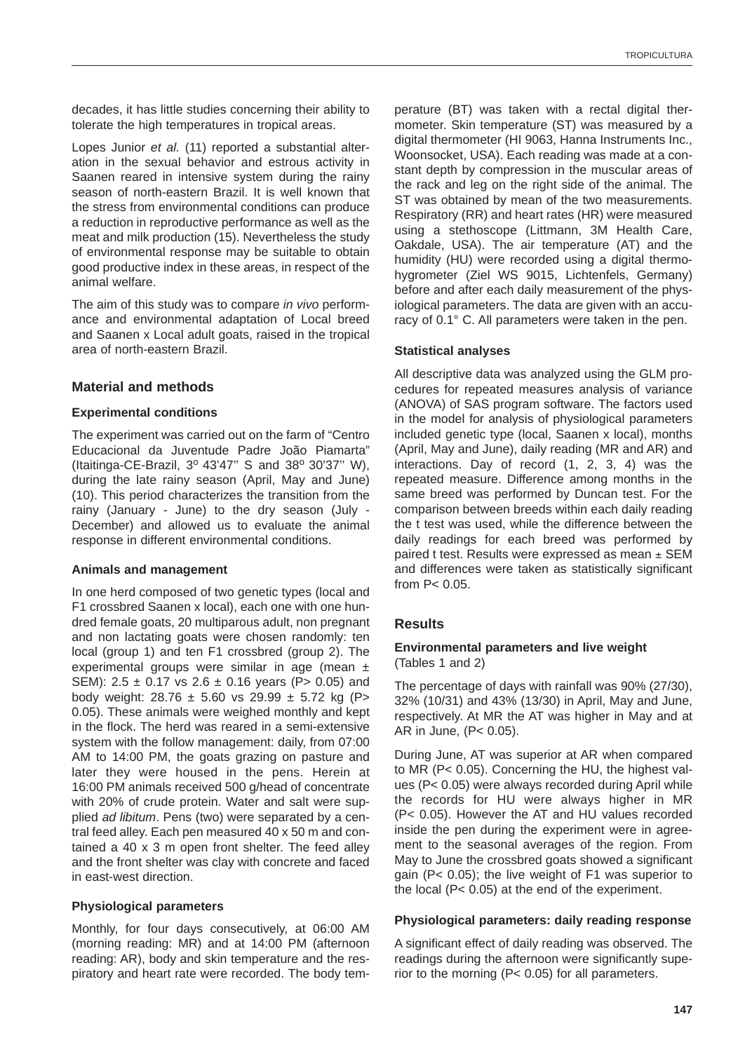decades, it has little studies concerning their ability to tolerate the high temperatures in tropical areas.

Lopes Junior *et al.* (11) reported a substantial alteration in the sexual behavior and estrous activity in Saanen reared in intensive system during the rainy season of north-eastern Brazil. It is well known that the stress from environmental conditions can produce a reduction in reproductive performance as well as the meat and milk production (15). Nevertheless the study of environmental response may be suitable to obtain good productive index in these areas, in respect of the animal welfare.

The aim of this study was to compare *in vivo* performance and environmental adaptation of Local breed and Saanen x Local adult goats, raised in the tropical area of north-eastern Brazil.

## Material and methods

### Experimental conditions

The experiment was carried out on the farm of "Centro Educacional da Juventude Padre João Piamarta" (Itaitinga-CE-Brazil, 3º 43'47'' S and 38º 30'37'' W), during the late rainy season (April, May and June) (10). This period characterizes the transition from the rainy (January - June) to the dry season (July - December) and allowed us to evaluate the animal response in different environmental conditions.

### Animals and management

In one herd composed of two genetic types (local and F1 crossbred Saanen x local), each one with one hundred female goats, 20 multiparous adult, non pregnant and non lactating goats were chosen randomly: ten local (group 1) and ten F1 crossbred (group 2). The experimental groups were similar in age (mean ± SEM): 2.5 ± 0.17 vs 2.6 ± 0.16 years (P> 0.05) and body weight: 28.76 ± 5.60 vs 29.99 ± 5.72 kg (P> 0.05). These animals were weighed monthly and kept in the flock. The herd was reared in a semi-extensive system with the follow management: daily, from 07:00 AM to 14:00 PM, the goats grazing on pasture and later they were housed in the pens. Herein at 16:00 PM animals received 500 g/head of concentrate with 20% of crude protein. Water and salt were supplied *ad libitum*. Pens (two) were separated by a central feed alley. Each pen measured 40 x 50 m and contained a 40 x 3 m open front shelter. The feed alley and the front shelter was clay with concrete and faced in east-west direction.

### Physiological parameters

Monthly, for four days consecutively, at 06:00 AM (morning reading: MR) and at 14:00 PM (afternoon reading: AR), body and skin temperature and the respiratory and heart rate were recorded. The body temperature (BT) was taken with a rectal digital thermometer. Skin temperature (ST) was measured by a digital thermometer (HI 9063, Hanna Instruments Inc., Woonsocket, USA). Each reading was made at a constant depth by compression in the muscular areas of the rack and leg on the right side of the animal. The ST was obtained by mean of the two measurements. Respiratory (RR) and heart rates (HR) were measured using a stethoscope (Littmann, 3M Health Care, Oakdale, USA). The air temperature (AT) and the humidity (HU) were recorded using a digital thermohygrometer (Ziel WS 9015, Lichtenfels, Germany) before and after each daily measurement of the physiological parameters. The data are given with an accuracy of 0.1° C. All parameters were taken in the pen.

### Statistical analyses

All descriptive data was analyzed using the GLM procedures for repeated measures analysis of variance (ANOVA) of SAS program software. The factors used in the model for analysis of physiological parameters included genetic type (local, Saanen x local), months (April, May and June), daily reading (MR and AR) and interactions. Day of record (1, 2, 3, 4) was the repeated measure. Difference among months in the same breed was performed by Duncan test. For the comparison between breeds within each daily reading the t test was used, while the difference between the daily readings for each breed was performed by paired t test. Results were expressed as mean ± SEM and differences were taken as statistically significant from P< 0.05.

## Results

### Environmental parameters and live weight

(Tables 1 and 2)

The percentage of days with rainfall was 90% (27/30), 32% (10/31) and 43% (13/30) in April, May and June, respectively. At MR the AT was higher in May and at AR in June, (P< 0.05).

During June, AT was superior at AR when compared to MR (P< 0.05). Concerning the HU, the highest values (P< 0.05) were always recorded during April while the records for HU were always higher in MR (P< 0.05). However the AT and HU values recorded inside the pen during the experiment were in agreement to the seasonal averages of the region. From May to June the crossbred goats showed a significant gain (P< 0.05); the live weight of F1 was superior to the local (P< 0.05) at the end of the experiment.

### Physiological parameters: daily reading response

A significant effect of daily reading was observed. The readings during the afternoon were significantly superior to the morning (P< 0.05) for all parameters.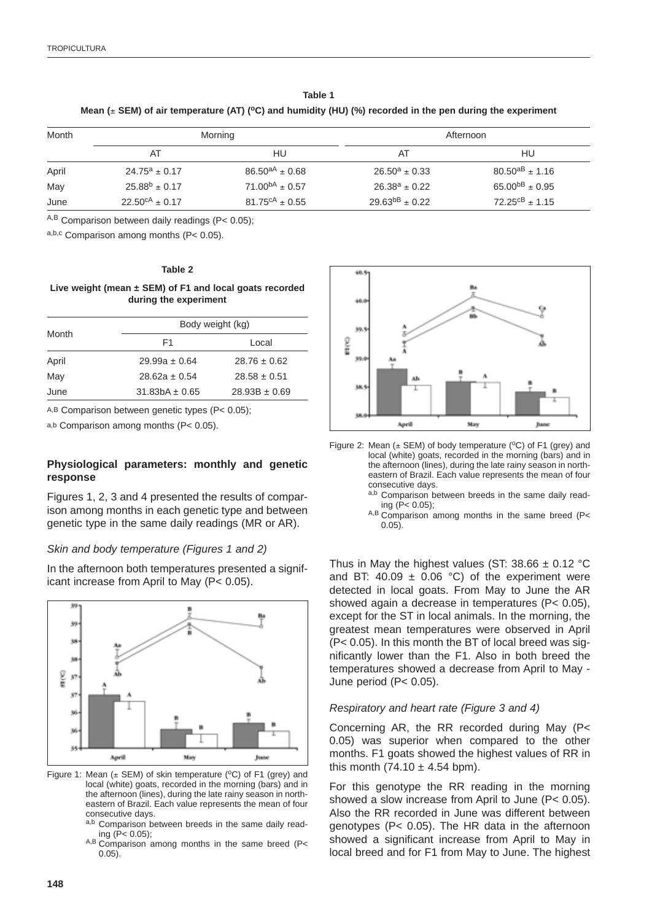**Table 1**

**Mean (± SEM) of air temperature (AT) (ºC) and humidity (HU) (%) recorded in the pen during the experiment**

| Month | Morning | | Afternoon | |
|---|---|---|---|---|
| | AT | HU | AT | HU |
| April | $24.75^{a} \pm 0.17$ | $86.50^{aA} \pm 0.68$ | $26.50^{a} \pm 0.33$ | $80.50^{aB} \pm 1.16$ |
| May | $25.88^{b} \pm 0.17$ | $71.00^{bA} \pm 0.57$ | $26.38^{a} \pm 0.22$ | $65.00^{bB} \pm 0.95$ |
| June | $22.50^{cA} \pm 0.17$ | $81.75^{cA} \pm 0.55$ | $29.63^{bB} \pm 0.22$ | $72.25^{cB} \pm 1.15$ |

A,B Comparison between daily readings ($P< 0.05$);

a,b,c Comparison among months ($P< 0.05$).

**Table 2**

**Live weight (mean ± SEM) of F1 and local goats recorded during the experiment**

| Month | Body weight (kg) | |
|---|---|---|
| | F1 | Local |
| April | 29.99a ± 0.64 | 28.76 ± 0.62 |
| May | 28.62a ± 0.54 | 28.58 ± 0.51 |
| June | 31.83bA ± 0.65 | 28.93B ± 0.69 |

A,B Comparison between genetic types ($P< 0.05$);

a,b Comparison among months ($P< 0.05$).

### Physiological parameters: monthly and genetic response

Figures 1, 2, 3 and 4 presented the results of comparison among months in each genetic type and between genetic type in the same daily readings (MR or AR).

#### *Skin and body temperature (Figures 1 and 2)*

In the afternoon both temperatures presented a significant increase from April to May ($P< 0.05$).

Figure 1: Mean (± SEM) of skin temperature (ºC) of F1 (grey) and local (white) goats, recorded in the morning (bars) and in the afternoon (lines), during the late rainy season in northeastern of Brazil. Each value represents the mean of four consecutive days.
a,b Comparison between breeds in the same daily reading ($P< 0.05$);
A,B Comparison among months in the same breed ($P< 0.05$).

Figure 2: Mean (± SEM) of body temperature (ºC) of F1 (grey) and local (white) goats, recorded in the morning (bars) and in the afternoon (lines), during the late rainy season in northeastern of Brazil. Each value represents the mean of four consecutive days.
a,b Comparison between breeds in the same daily reading ($P< 0.05$);
A,B Comparison among months in the same breed ($P< 0.05$).

Thus in May the highest values (ST: 38.66 ± 0.12 °C and BT: 40.09 ± 0.06 °C) of the experiment were detected in local goats. From May to June the AR showed again a decrease in temperatures ($P< 0.05$), except for the ST in local animals. In the morning, the greatest mean temperatures were observed in April ($P< 0.05$). In this month the BT of local breed was significantly lower than the F1. Also in both breed the temperatures showed a decrease from April to May - June period ($P< 0.05$).

#### *Respiratory and heart rate (Figure 3 and 4)*

Concerning AR, the RR recorded during May ($P< 0.05$) was superior when compared to the other months. F1 goats showed the highest values of RR in this month (74.10 ± 4.54 bpm).

For this genotype the RR reading in the morning showed a slow increase from April to June ($P< 0.05$). Also the RR recorded in June was different between genotypes ($P< 0.05$). The HR data in the afternoon showed a significant increase from April to May in local breed and for F1 from May to June. The highest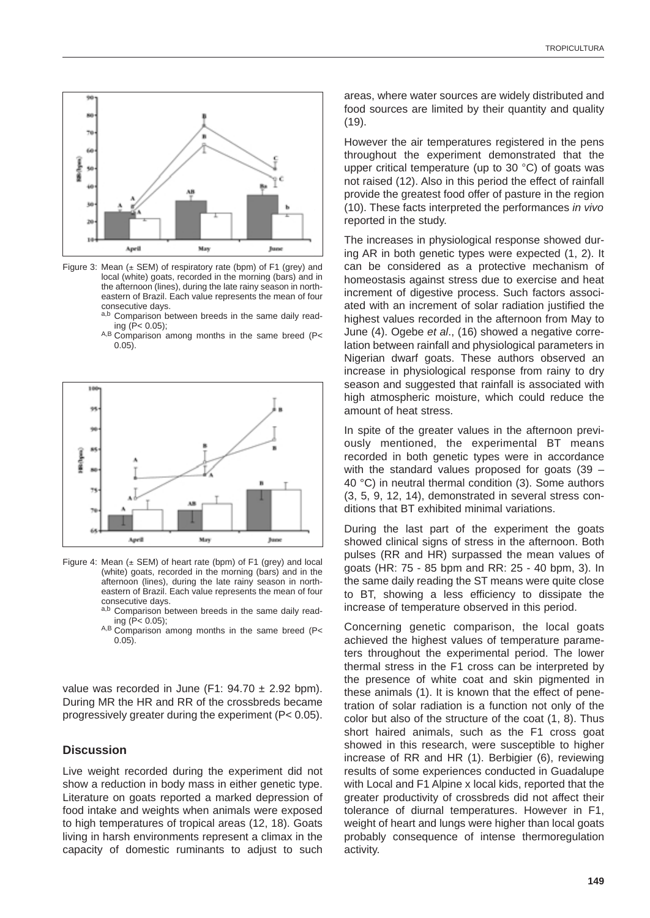Figure 3: Mean (± SEM) of respiratory rate (bpm) of F1 (grey) and local (white) goats, recorded in the morning (bars) and in the afternoon (lines), during the late rainy season in north-eastern of Brazil. Each value represents the mean of four consecutive days.
[a,b] Comparison between breeds in the same daily reading (P< 0.05);
[A,B] Comparison among months in the same breed (P< 0.05).

Figure 4: Mean (± SEM) of heart rate (bpm) of F1 (grey) and local (white) goats, recorded in the morning (bars) and in the afternoon (lines), during the late rainy season in north-eastern of Brazil. Each value represents the mean of four consecutive days.
[a,b] Comparison between breeds in the same daily reading (P< 0.05);
[A,B] Comparison among months in the same breed (P< 0.05).

value was recorded in June (F1: 94.70 ± 2.92 bpm). During MR the HR and RR of the crossbreds became progressively greater during the experiment (P< 0.05).

## Discussion

Live weight recorded during the experiment did not show a reduction in body mass in either genetic type. Literature on goats reported a marked depression of food intake and weights when animals were exposed to high temperatures of tropical areas (12, 18). Goats living in harsh environments represent a climax in the capacity of domestic ruminants to adjust to such areas, where water sources are widely distributed and food sources are limited by their quantity and quality (19).

However the air temperatures registered in the pens throughout the experiment demonstrated that the upper critical temperature (up to 30 °C) of goats was not raised (12). Also in this period the effect of rainfall provide the greatest food offer of pasture in the region (10). These facts interpreted the performances *in vivo* reported in the study.

The increases in physiological response showed during AR in both genetic types were expected (1, 2). It can be considered as a protective mechanism of homeostasis against stress due to exercise and heat increment of digestive process. Such factors associated with an increment of solar radiation justified the highest values recorded in the afternoon from May to June (4). Ogebe *et al*., (16) showed a negative correlation between rainfall and physiological parameters in Nigerian dwarf goats. These authors observed an increase in physiological response from rainy to dry season and suggested that rainfall is associated with high atmospheric moisture, which could reduce the amount of heat stress.

In spite of the greater values in the afternoon previously mentioned, the experimental BT means recorded in both genetic types were in accordance with the standard values proposed for goats (39 – 40 °C) in neutral thermal condition (3). Some authors (3, 5, 9, 12, 14), demonstrated in several stress conditions that BT exhibited minimal variations.

During the last part of the experiment the goats showed clinical signs of stress in the afternoon. Both pulses (RR and HR) surpassed the mean values of goats (HR: 75 - 85 bpm and RR: 25 - 40 bpm, 3). In the same daily reading the ST means were quite close to BT, showing a less efficiency to dissipate the increase of temperature observed in this period.

Concerning genetic comparison, the local goats achieved the highest values of temperature parameters throughout the experimental period. The lower thermal stress in the F1 cross can be interpreted by the presence of white coat and skin pigmented in these animals (1). It is known that the effect of penetration of solar radiation is a function not only of the color but also of the structure of the coat (1, 8). Thus short haired animals, such as the F1 cross goat showed in this research, were susceptible to higher increase of RR and HR (1). Berbigier (6), reviewing results of some experiences conducted in Guadalupe with Local and F1 Alpine x local kids, reported that the greater productivity of crossbreds did not affect their tolerance of diurnal temperatures. However in F1, weight of heart and lungs were higher than local goats probably consequence of intense thermoregulation activity.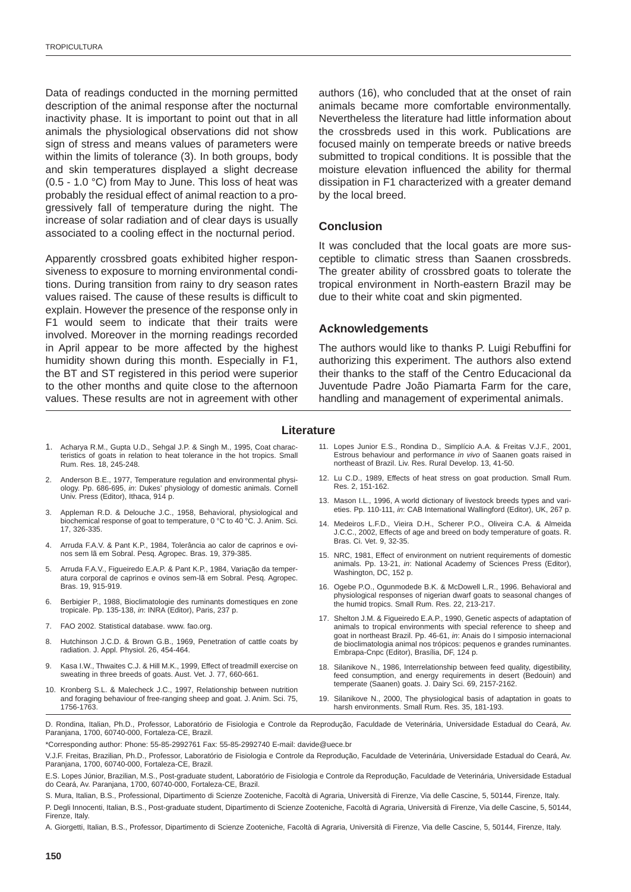Data of readings conducted in the morning permitted description of the animal response after the nocturnal inactivity phase. It is important to point out that in all animals the physiological observations did not show sign of stress and means values of parameters were within the limits of tolerance (3). In both groups, body and skin temperatures displayed a slight decrease (0.5 - 1.0 °C) from May to June. This loss of heat was probably the residual effect of animal reaction to a progressively fall of temperature during the night. The increase of solar radiation and of clear days is usually associated to a cooling effect in the nocturnal period.

Apparently crossbred goats exhibited higher responsiveness to exposure to morning environmental conditions. During transition from rainy to dry season rates values raised. The cause of these results is difficult to explain. However the presence of the response only in F1 would seem to indicate that their traits were involved. Moreover in the morning readings recorded in April appear to be more affected by the highest humidity shown during this month. Especially in F1, the BT and ST registered in this period were superior to the other months and quite close to the afternoon values. These results are not in agreement with other authors (16), who concluded that at the onset of rain animals became more comfortable environmentally. Nevertheless the literature had little information about the crossbreds used in this work. Publications are focused mainly on temperate breeds or native breeds submitted to tropical conditions. It is possible that the moisture elevation influenced the ability for thermal dissipation in F1 characterized with a greater demand by the local breed.

## Conclusion

It was concluded that the local goats are more susceptible to climatic stress than Saanen crossbreds. The greater ability of crossbred goats to tolerate the tropical environment in North-eastern Brazil may be due to their white coat and skin pigmented.

## Acknowledgements

The authors would like to thanks P. Luigi Rebuffini for authorizing this experiment. The authors also extend their thanks to the staff of the Centro Educacional da Juventude Padre João Piamarta Farm for the care, handling and management of experimental animals.

## Literature

1. Acharya R.M., Gupta U.D., Sehgal J.P. & Singh M., 1995, Coat characteristics of goats in relation to heat tolerance in the hot tropics. Small Rum. Res. 18, 245-248.
2. Anderson B.E., 1977, Temperature regulation and environmental physiology. Pp. 686-695, *in*: Dukes' physiology of domestic animals. Cornell Univ. Press (Editor), Ithaca, 914 p.
3. Appleman R.D. & Delouche J.C., 1958, Behavioral, physiological and biochemical response of goat to temperature, 0 °C to 40 °C. J. Anim. Sci. 17, 326-335.
4. Arruda F.A.V. & Pant K.P., 1984, Tolerância ao calor de caprinos e ovinos sem lã em Sobral. Pesq. Agropec. Bras. 19, 379-385.
5. Arruda F.A.V., Figueiredo E.A.P. & Pant K.P., 1984, Variação da temperatura corporal de caprinos e ovinos sem-lã em Sobral. Pesq. Agropec. Bras. 19, 915-919.
6. Berbigier P., 1988, Bioclimatologie des ruminants domestiques en zone tropicale. Pp. 135-138, *in*: INRA (Editor), Paris, 237 p.
7. FAO 2002. Statistical database. www. fao.org.
8. Hutchinson J.C.D. & Brown G.B., 1969, Penetration of cattle coats by radiation. J. Appl. Physiol. 26, 454-464.
9. Kasa I.W., Thwaites C.J. & Hill M.K., 1999, Effect of treadmill exercise on sweating in three breeds of goats. Aust. Vet. J. 77, 660-661.
10. Kronberg S.L. & Malecheck J.C., 1997, Relationship between nutrition and foraging behaviour of free-ranging sheep and goat. J. Anim. Sci. 75, 1756-1763.
11. Lopes Junior E.S., Rondina D., Simplício A.A. & Freitas V.J.F., 2001, Estrous behaviour and performance *in vivo* of Saanen goats raised in northeast of Brazil. Liv. Res. Rural Develop. 13, 41-50.
12. Lu C.D., 1989, Effects of heat stress on goat production. Small Rum. Res. 2, 151-162.
13. Mason I.L., 1996, A world dictionary of livestock breeds types and varieties. Pp. 110-111, *in*: CAB International Wallingford (Editor), UK, 267 p.
14. Medeiros L.F.D., Vieira D.H., Scherer P.O., Oliveira C.A. & Almeida J.C.C., 2002, Effects of age and breed on body temperature of goats. R. Bras. Ci. Vet. 9, 32-35.
15. NRC, 1981, Effect of environment on nutrient requirements of domestic animals. Pp. 13-21, *in*: National Academy of Sciences Press (Editor), Washington, DC, 152 p.
16. Ogebe P.O., Ogunmodede B.K. & McDowell L.R., 1996. Behavioral and physiological responses of nigerian dwarf goats to seasonal changes of the humid tropics. Small Rum. Res. 22, 213-217.
17. Shelton J.M. & Figueiredo E.A.P., 1990, Genetic aspects of adaptation of animals to tropical environments with special reference to sheep and goat in northeast Brazil. Pp. 46-61, *in*: Anais do I simposio internacional de bioclimatologia animal nos trópicos: pequenos e grandes ruminantes. Embrapa-Cnpc (Editor), Brasília, DF, 124 p.
18. Silanikove N., 1986, Interrelationship between feed quality, digestibility, feed consumption, and energy requirements in desert (Bedouin) and temperate (Saanen) goats. J. Dairy Sci. 69, 2157-2162.
19. Silanikove N., 2000, The physiological basis of adaptation in goats to harsh environments. Small Rum. Res. 35, 181-193.

D. Rondina, Italian, Ph.D., Professor, Laboratório de Fisiologia e Controle da Reprodução, Faculdade de Veterinária, Universidade Estadual do Ceará, Av. Paranjana, 1700, 60740-000, Fortaleza-CE, Brazil.

*Corresponding author: Phone: 55-85-2992761 Fax: 55-85-2992740 E-mail: davide@uece.br

V.J.F. Freitas, Brazilian, Ph.D., Professor, Laboratório de Fisiologia e Controle da Reprodução, Faculdade de Veterinária, Universidade Estadual do Ceará, Av. Paranjana, 1700, 60740-000, Fortaleza-CE, Brazil.

E.S. Lopes Júnior, Brazilian, M.S., Post-graduate student, Laboratório de Fisiologia e Controle da Reprodução, Faculdade de Veterinária, Universidade Estadual do Ceará, Av. Paranjana, 1700, 60740-000, Fortaleza-CE, Brazil.

S. Mura, Italian, B.S., Professional, Dipartimento di Scienze Zooteniche, Facoltà di Agraria, Università di Firenze, Via delle Cascine, 5, 50144, Firenze, Italy.

P. Degli Innocenti, Italian, B.S., Post-graduate student, Dipartimento di Scienze Zooteniche, Facoltà di Agraria, Università di Firenze, Via delle Cascine, 5, 50144, Firenze, Italy.

A. Giorgetti, Italian, B.S., Professor, Dipartimento di Scienze Zooteniche, Facoltà di Agraria, Università di Firenze, Via delle Cascine, 5, 50144, Firenze, Italy.